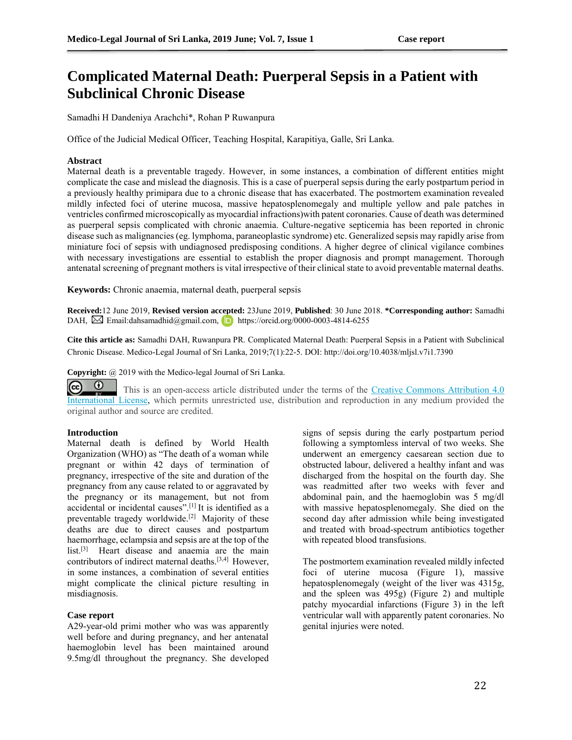# Complicated Maternal Death: Puerperal Sepsis in a Patient with Subclinical Chronic Disease

Samadhi H Dandeniya Arachchi*, Rohan P Ruwanpura

Office of the Judicial Medical Officer, Teaching Hospital, Karapitiya, Galle, Sri Lanka.

## Abstract

Maternal death is a preventable tragedy. However, in some instances, a combination of different entities might complicate the case and mislead the diagnosis. This is a case of puerperal sepsis during the early postpartum period in a previously healthy primipara due to a chronic disease that has exacerbated. The postmortem examination revealed mildly infected foci of uterine mucosa, massive hepatosplenomegaly and multiple yellow and pale patches in ventricles confirmed microscopically as myocardial infractions)with patent coronaries. Cause of death was determined as puerperal sepsis complicated with chronic anaemia. Culture-negative septicemia has been reported in chronic disease such as malignancies (eg. lymphoma, paraneoplastic syndrome) etc. Generalized sepsis may rapidly arise from miniature foci of sepsis with undiagnosed predisposing conditions. A higher degree of clinical vigilance combines with necessary investigations are essential to establish the proper diagnosis and prompt management. Thorough antenatal screening of pregnant mothers is vital irrespective of their clinical state to avoid preventable maternal deaths.

**Keywords:** Chronic anaemia, maternal death, puerperal sepsis

**Received:**12 June 2019, **Revised version accepted:** 23June 2019, **Published**: 30 June 2018. ***Corresponding author:** Samadhi DAH, Email:dahsamadhid@gmail.com, https://orcid.org/0000-0003-4814-6255

**Cite this article as:** Samadhi DAH, Ruwanpura PR. Complicated Maternal Death: Puerperal Sepsis in a Patient with Subclinical Chronic Disease. Medico-Legal Journal of Sri Lanka, 2019;7(1):22-5. DOI: http://doi.org/10.4038/mljsl.v7i1.7390

**Copyright:** @ 2019 with the Medico-legal Journal of Sri Lanka.

This is an open-access article distributed under the terms of the Creative Commons Attribution 4.0 International License, which permits unrestricted use, distribution and reproduction in any medium provided the original author and source are credited.

## Introduction

Maternal death is defined by World Health Organization (WHO) as "The death of a woman while pregnant or within 42 days of termination of pregnancy, irrespective of the site and duration of the pregnancy from any cause related to or aggravated by the pregnancy or its management, but not from accidental or incidental causes".[1] It is identified as a preventable tragedy worldwide.[2] Majority of these deaths are due to direct causes and postpartum haemorrhage, eclampsia and sepsis are at the top of the list.[3] Heart disease and anaemia are the main contributors of indirect maternal deaths.[3,4] However, in some instances, a combination of several entities might complicate the clinical picture resulting in misdiagnosis.

## Case report

A29-year-old primi mother who was was apparently well before and during pregnancy, and her antenatal haemoglobin level has been maintained around 9.5mg/dl throughout the pregnancy. She developed signs of sepsis during the early postpartum period following a symptomless interval of two weeks. She underwent an emergency caesarean section due to obstructed labour, delivered a healthy infant and was discharged from the hospital on the fourth day. She was readmitted after two weeks with fever and abdominal pain, and the haemoglobin was 5 mg/dl with massive hepatosplenomegaly. She died on the second day after admission while being investigated and treated with broad-spectrum antibiotics together with repeated blood transfusions.

The postmortem examination revealed mildly infected foci of uterine mucosa (Figure 1), massive hepatosplenomegaly (weight of the liver was 4315g, and the spleen was 495g) (Figure 2) and multiple patchy myocardial infarctions (Figure 3) in the left ventricular wall with apparently patent coronaries. No genital injuries were noted.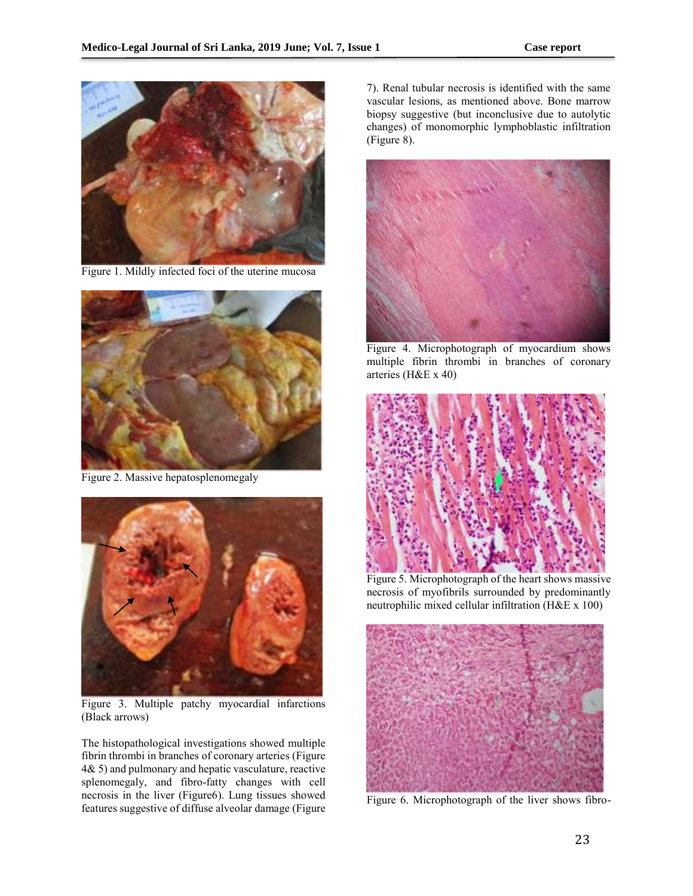Figure 1. Mildly infected foci of the uterine mucosa

Figure 2. Massive hepatosplenomegaly

Figure 3. Multiple patchy myocardial infarctions (Black arrows)

The histopathological investigations showed multiple fibrin thrombi in branches of coronary arteries (Figure 4& 5) and pulmonary and hepatic vasculature, reactive splenomegaly, and fibro-fatty changes with cell necrosis in the liver (Figure6). Lung tissues showed features suggestive of diffuse alveolar damage (Figure 7). Renal tubular necrosis is identified with the same vascular lesions, as mentioned above. Bone marrow biopsy suggestive (but inconclusive due to autolytic changes) of monomorphic lymphoblastic infiltration (Figure 8).

Figure 4. Microphotograph of myocardium shows multiple fibrin thrombi in branches of coronary arteries (H&E x 40)

Figure 5. Microphotograph of the heart shows massive necrosis of myofibrils surrounded by predominantly neutrophilic mixed cellular infiltration (H&E x 100)

Figure 6. Microphotograph of the liver shows fibro-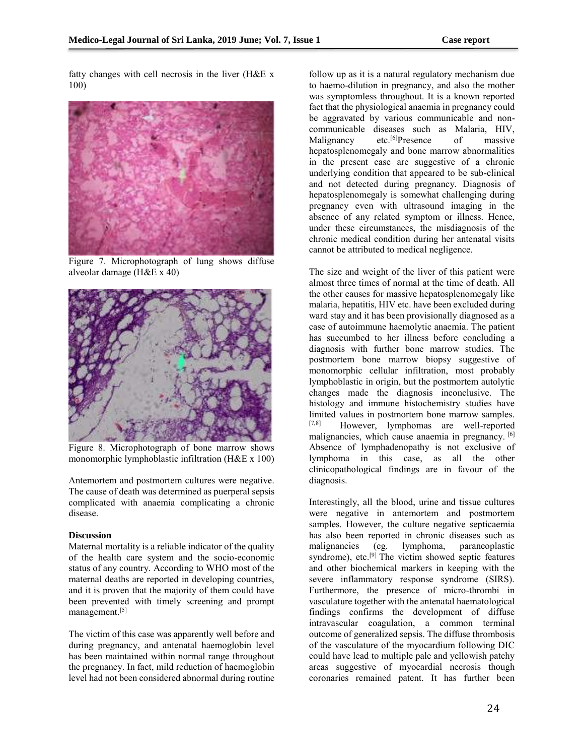fatty changes with cell necrosis in the liver (H&E x 100)

Figure 7. Microphotograph of lung shows diffuse alveolar damage (H&E x 40)

Figure 8. Microphotograph of bone marrow shows monomorphic lymphoblastic infiltration (H&E x 100)

Antemortem and postmortem cultures were negative. The cause of death was determined as puerperal sepsis complicated with anaemia complicating a chronic disease.

**Discussion**

Maternal mortality is a reliable indicator of the quality of the health care system and the socio-economic status of any country. According to WHO most of the maternal deaths are reported in developing countries, and it is proven that the majority of them could have been prevented with timely screening and prompt management.[5]

The victim of this case was apparently well before and during pregnancy, and antenatal haemoglobin level has been maintained within normal range throughout the pregnancy. In fact, mild reduction of haemoglobin level had not been considered abnormal during routine follow up as it is a natural regulatory mechanism due to haemo-dilution in pregnancy, and also the mother was symptomless throughout. It is a known reported fact that the physiological anaemia in pregnancy could be aggravated by various communicable and non-communicable diseases such as Malaria, HIV, Malignancy etc.[6]Presence of massive hepatosplenomegaly and bone marrow abnormalities in the present case are suggestive of a chronic underlying condition that appeared to be sub-clinical and not detected during pregnancy. Diagnosis of hepatosplenomegaly is somewhat challenging during pregnancy even with ultrasound imaging in the absence of any related symptom or illness. Hence, under these circumstances, the misdiagnosis of the chronic medical condition during her antenatal visits cannot be attributed to medical negligence.

The size and weight of the liver of this patient were almost three times of normal at the time of death. All the other causes for massive hepatosplenomegaly like malaria, hepatitis, HIV etc. have been excluded during ward stay and it has been provisionally diagnosed as a case of autoimmune haemolytic anaemia. The patient has succumbed to her illness before concluding a diagnosis with further bone marrow studies. The postmortem bone marrow biopsy suggestive of monomorphic cellular infiltration, most probably lymphoblastic in origin, but the postmortem autolytic changes made the diagnosis inconclusive. The histology and immune histochemistry studies have limited values in postmortem bone marrow samples.[7,8] However, lymphomas are well-reported malignancies, which cause anaemia in pregnancy.[6] Absence of lymphadenopathy is not exclusive of lymphoma in this case, as all the other clinicopathological findings are in favour of the diagnosis.

Interestingly, all the blood, urine and tissue cultures were negative in antemortem and postmortem samples. However, the culture negative septicaemia has also been reported in chronic diseases such as malignancies (eg. lymphoma, paraneoplastic syndrome), etc.[9] The victim showed septic features and other biochemical markers in keeping with the severe inflammatory response syndrome (SIRS). Furthermore, the presence of micro-thrombi in vasculature together with the antenatal haematological findings confirms the development of diffuse intravascular coagulation, a common terminal outcome of generalized sepsis. The diffuse thrombosis of the vasculature of the myocardium following DIC could have lead to multiple pale and yellowish patchy areas suggestive of myocardial necrosis though coronaries remained patent. It has further been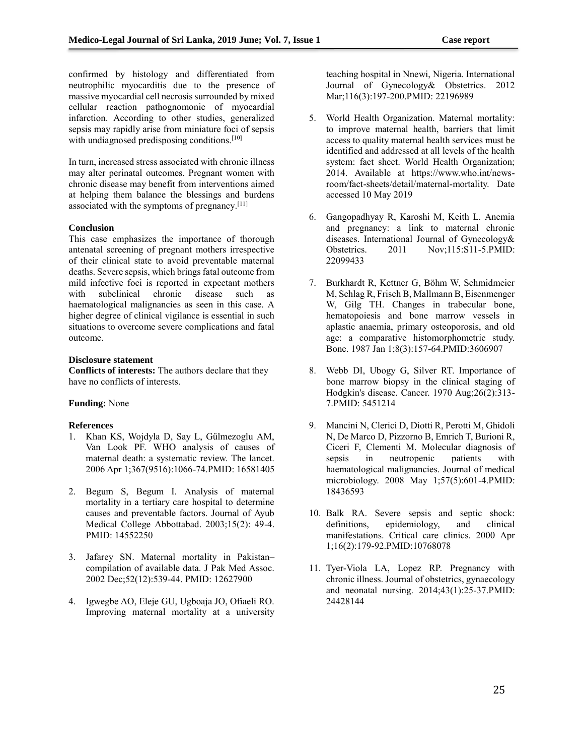confirmed by histology and differentiated from neutrophilic myocarditis due to the presence of massive myocardial cell necrosis surrounded by mixed cellular reaction pathognomonic of myocardial infarction. According to other studies, generalized sepsis may rapidly arise from miniature foci of sepsis with undiagnosed predisposing conditions.[10]

In turn, increased stress associated with chronic illness may alter perinatal outcomes. Pregnant women with chronic disease may benefit from interventions aimed at helping them balance the blessings and burdens associated with the symptoms of pregnancy.[11]

**Conclusion**

This case emphasizes the importance of thorough antenatal screening of pregnant mothers irrespective of their clinical state to avoid preventable maternal deaths. Severe sepsis, which brings fatal outcome from mild infective foci is reported in expectant mothers with subclinical chronic disease such as haematological malignancies as seen in this case. A higher degree of clinical vigilance is essential in such situations to overcome severe complications and fatal outcome.

**Disclosure statement**

**Conflicts of interests:** The authors declare that they have no conflicts of interests.

**Funding:** None

**References**

1. Khan KS, Wojdyla D, Say L, Gülmezoglu AM, Van Look PF. WHO analysis of causes of maternal death: a systematic review. The lancet. 2006 Apr 1;367(9516):1066-74.PMID: 16581405
2. Begum S, Begum I. Analysis of maternal mortality in a tertiary care hospital to determine causes and preventable factors. Journal of Ayub Medical College Abbottabad. 2003;15(2): 49-4. PMID: 14552250
3. Jafarey SN. Maternal mortality in Pakistan–compilation of available data. J Pak Med Assoc. 2002 Dec;52(12):539-44. PMID: 12627900
4. Igwegbe AO, Eleje GU, Ugboaja JO, Ofiaeli RO. Improving maternal mortality at a university teaching hospital in Nnewi, Nigeria. International Journal of Gynecology& Obstetrics. 2012 Mar;116(3):197-200.PMID: 22196989
5. World Health Organization. Maternal mortality: to improve maternal health, barriers that limit access to quality maternal health services must be identified and addressed at all levels of the health system: fact sheet. World Health Organization; 2014. Available at https://www.who.int/news-room/fact-sheets/detail/maternal-mortality. Date accessed 10 May 2019
6. Gangopadhyay R, Karoshi M, Keith L. Anemia and pregnancy: a link to maternal chronic diseases. International Journal of Gynecology& Obstetrics. 2011 Nov;115:S11-5.PMID: 22099433
7. Burkhardt R, Kettner G, Böhm W, Schmidmeier M, Schlag R, Frisch B, Mallmann B, Eisenmenger W, Gilg TH. Changes in trabecular bone, hematopoiesis and bone marrow vessels in aplastic anaemia, primary osteoporosis, and old age: a comparative histomorphometric study. Bone. 1987 Jan 1;8(3):157-64.PMID:3606907
8. Webb DI, Ubogy G, Silver RT. Importance of bone marrow biopsy in the clinical staging of Hodgkin's disease. Cancer. 1970 Aug;26(2):313-7.PMID: 5451214
9. Mancini N, Clerici D, Diotti R, Perotti M, Ghidoli N, De Marco D, Pizzorno B, Emrich T, Burioni R, Ciceri F, Clementi M. Molecular diagnosis of sepsis in neutropenic patients with haematological malignancies. Journal of medical microbiology. 2008 May 1;57(5):601-4.PMID: 18436593
10. Balk RA. Severe sepsis and septic shock: definitions, epidemiology, and clinical manifestations. Critical care clinics. 2000 Apr 1;16(2):179-92.PMID:10768078
11. Tyer-Viola LA, Lopez RP. Pregnancy with chronic illness. Journal of obstetrics, gynaecology and neonatal nursing. 2014;43(1):25-37.PMID: 24428144